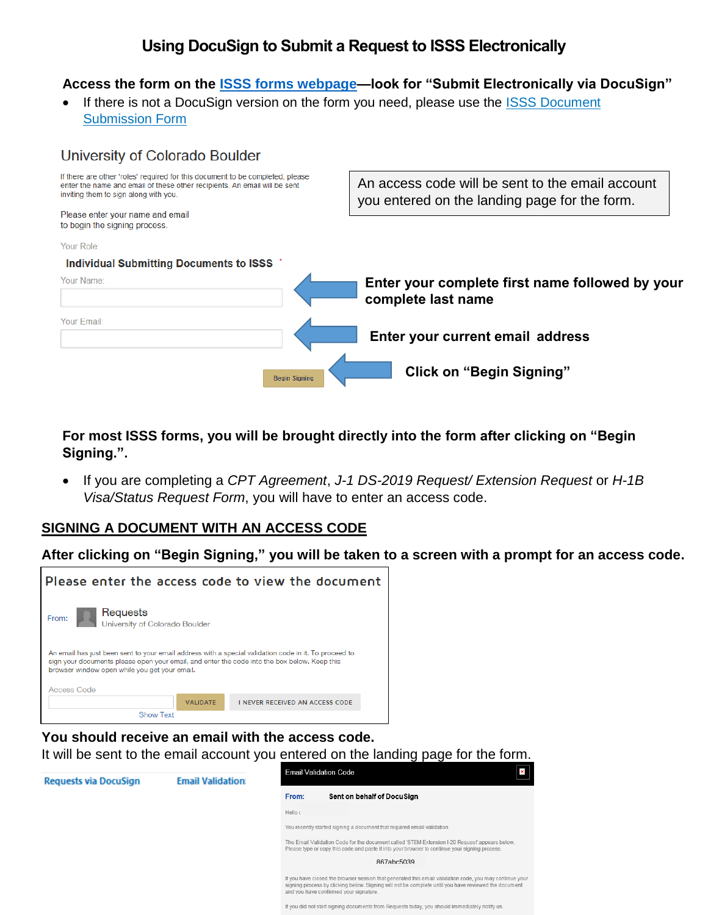# Using DocuSign to Submit a Request to ISSS Electronically

**Access the form on the ISSS forms webpage—look for "Submit Electronically via DocuSign"**

- If there is not a DocuSign version on the form you need, please use the ISSS Document Submission Form

University of Colorado Boulder

If there are other 'roles' required for this document to be completed, please enter the name and email of these other recipients. An email will be sent inviting them to sign along with you.

Please enter your name and email to begin the signing process.

Your Role

**Individual Submitting Documents to ISSS** *

Your Name:

Your Email:

Begin Signing

An access code will be sent to the email account you entered on the landing page for the form.

**Enter your complete first name followed by your complete last name**

**Enter your current email address**

**Click on "Begin Signing"**

**For most ISSS forms, you will be brought directly into the form after clicking on "Begin Signing.".**

- If you are completing a *CPT Agreement*, *J-1 DS-2019 Request/ Extension Request* or *H-1B Visa/Status Request Form*, you will have to enter an access code.

## SIGNING A DOCUMENT WITH AN ACCESS CODE

**After clicking on "Begin Signing," you will be taken to a screen with a prompt for an access code.**

Please enter the access code to view the document

From: Requests
University of Colorado Boulder

An email has just been sent to your email address with a special validation code in it. To proceed to sign your documents please open your email, and enter the code into the box below. Keep this browser window open while you get your email.

Access Code

VALIDATE | I NEVER RECEIVED AN ACCESS CODE

Show Text

**You should receive an email with the access code.**
It will be sent to the email account you entered on the landing page for the form.

Requests via DocuSign    Email Validation

Email Validation Code

From: Sent on behalf of DocuSign

Hello

You recently started signing a document that required email validation.

The Email Validation Code for the document called 'STEM Extension I-20 Request' appears below. Please type or copy this code and paste it into your browser to continue your signing process.

867abc5039

If you have closed the browser session that generated this email validation code, you may continue your signing process by clicking below. Signing will not be complete until you have reviewed the document and you have confirmed your signature.

If you did not start signing documents from Requests today, you should immediately notify us.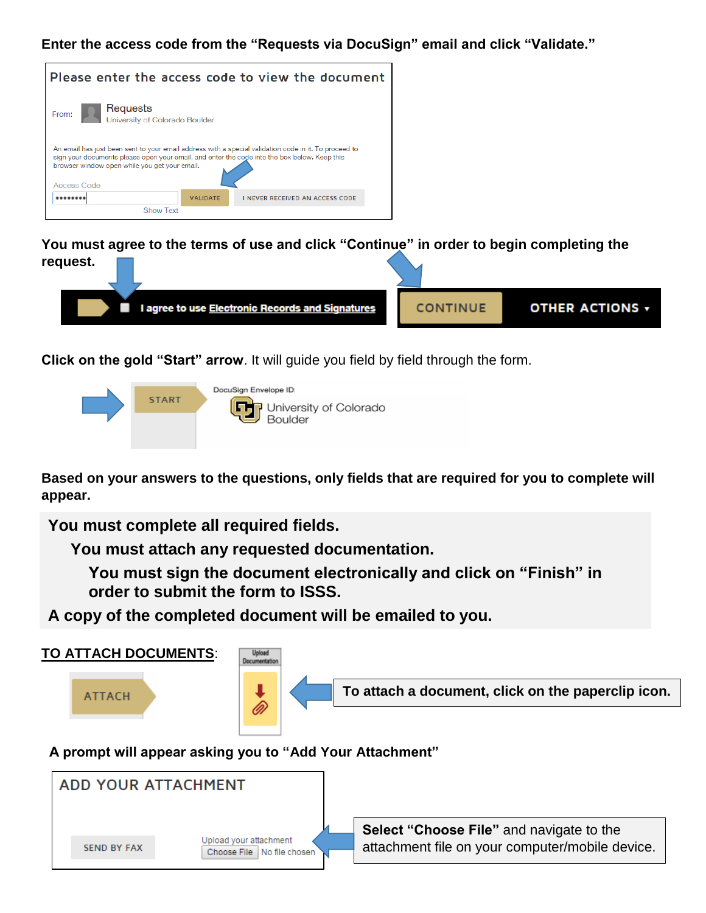**Enter the access code from the "Requests via DocuSign" email and click "Validate."**

Please enter the access code to view the document

From: Requests
University of Colorado Boulder

An email has just been sent to your email address with a special validation code in it. To proceed to sign your documents please open your email, and enter the code into the box below. Keep this browser window open while you get your email.

Access Code

VALIDATE | I NEVER RECEIVED AN ACCESS CODE

Show Text

**You must agree to the terms of use and click "Continue" in order to begin completing the request.**

I agree to use Electronic Records and Signatures | CONTINUE | OTHER ACTIONS ▾

**Click on the gold "Start" arrow**. It will guide you field by field through the form.

START | DocuSign Envelope ID: | University of Colorado Boulder

**Based on your answers to the questions, only fields that are required for you to complete will appear.**

**You must complete all required fields.**

**You must attach any requested documentation.**

**You must sign the document electronically and click on "Finish" in order to submit the form to ISSS.**

**A copy of the completed document will be emailed to you.**

**<u>TO ATTACH DOCUMENTS</u>**:

ATTACH | Upload Documentation

**To attach a document, click on the paperclip icon.**

**A prompt will appear asking you to "Add Your Attachment"**

ADD YOUR ATTACHMENT

SEND BY FAX | Upload your attachment | Choose File | No file chosen

**Select "Choose File"** and navigate to the attachment file on your computer/mobile device.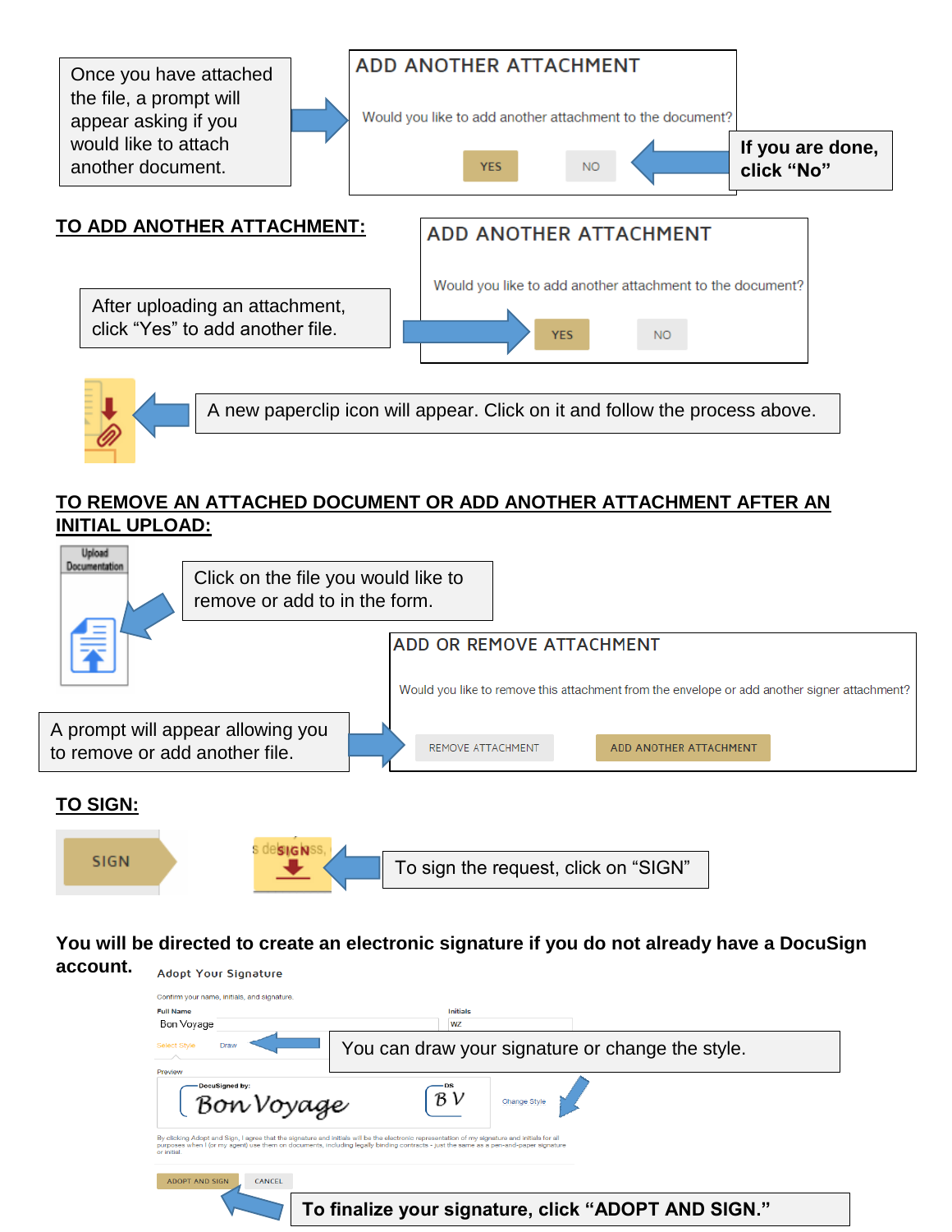Once you have attached the file, a prompt will appear asking if you would like to attach another document.

ADD ANOTHER ATTACHMENT

Would you like to add another attachment to the document?

YES NO

**If you are done, click "No"**

## TO ADD ANOTHER ATTACHMENT:

After uploading an attachment, click "Yes" to add another file.

ADD ANOTHER ATTACHMENT

Would you like to add another attachment to the document?

YES NO

A new paperclip icon will appear. Click on it and follow the process above.

## TO REMOVE AN ATTACHED DOCUMENT OR ADD ANOTHER ATTACHMENT AFTER AN INITIAL UPLOAD:

Upload Documentation

Click on the file you would like to remove or add to in the form.

ADD OR REMOVE ATTACHMENT

Would you like to remove this attachment from the envelope or add another signer attachment?

REMOVE ATTACHMENT ADD ANOTHER ATTACHMENT

A prompt will appear allowing you to remove or add another file.

## TO SIGN:

SIGN

To sign the request, click on "SIGN"

**You will be directed to create an electronic signature if you do not already have a DocuSign account.**

Adopt Your Signature

Confirm your name, initials, and signature.

Full Name: Bon Voyage Initials: WZ

Select Style Draw

You can draw your signature or change the style.

Preview

DocuSigned by: Bon Voyage DS BV

Change Style

By clicking Adopt and Sign, I agree that the signature and initials will be the electronic representation of my signature and initials for all purposes when I (or my agent) use them on documents, including legally binding contracts - just the same as a pen-and-paper signature or initial.

ADOPT AND SIGN CANCEL

**To finalize your signature, click "ADOPT AND SIGN."**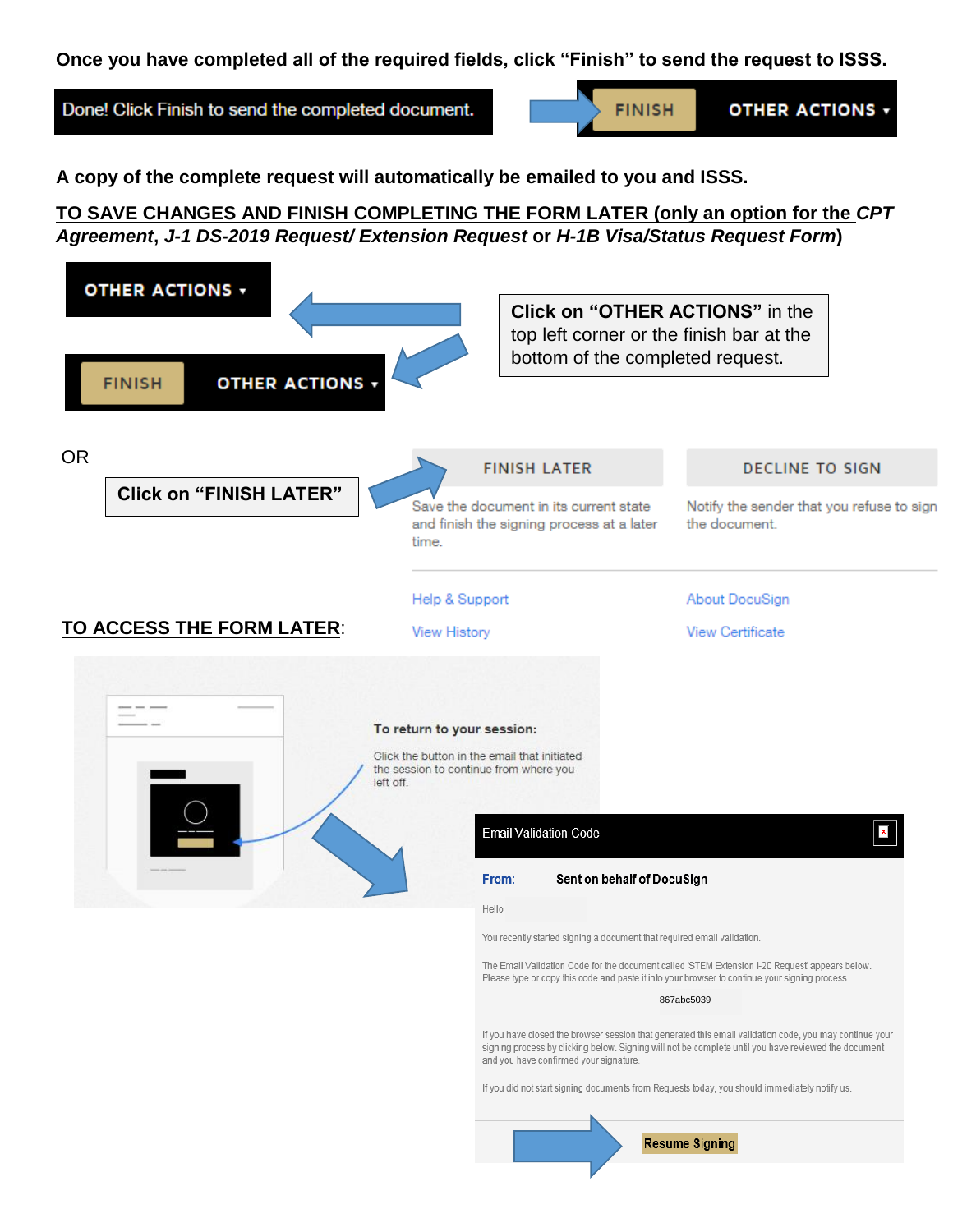**Once you have completed all of the required fields, click “Finish” to send the request to ISSS.**

Done! Click Finish to send the completed document.

FINISH | OTHER ACTIONS ▾

**A copy of the complete request will automatically be emailed to you and ISSS.**

**TO SAVE CHANGES AND FINISH COMPLETING THE FORM LATER (only an option for the *CPT Agreement*, *J-1 DS-2019 Request/ Extension Request* or *H-1B Visa/Status Request Form*)**

OTHER ACTIONS ▾

FINISH | OTHER ACTIONS ▾

Click on **“OTHER ACTIONS”** in the top left corner or the finish bar at the bottom of the completed request.

OR

**Click on “FINISH LATER”**

FINISH LATER

Save the document in its current state and finish the signing process at a later time.

DECLINE TO SIGN

Notify the sender that you refuse to sign the document.

Help & Support

About DocuSign

View History

View Certificate

**TO ACCESS THE FORM LATER:**

**To return to your session:**

Click the button in the email that initiated the session to continue from where you left off.

Email Validation Code

**From:** Sent on behalf of DocuSign

Hello

You recently started signing a document that required email validation.

The Email Validation Code for the document called 'STEM Extension I-20 Request' appears below. Please type or copy this code and paste it into your browser to continue your signing process.

867abc5039

If you have closed the browser session that generated this email validation code, you may continue your signing process by clicking below. Signing will not be complete until you have reviewed the document and you have confirmed your signature.

If you did not start signing documents from Requests today, you should immediately notify us.

Resume Signing